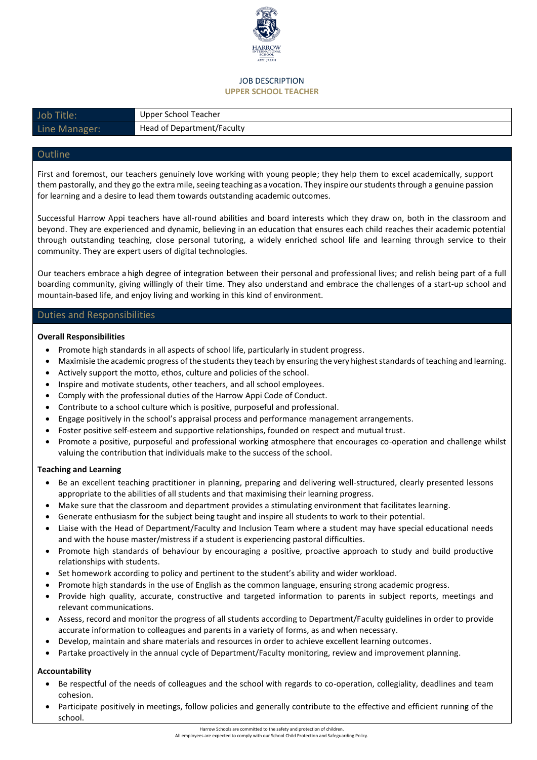JOB DESCRIPTION

**UPPER SCHOOL TEACHER**

| Job Title: | Upper School Teacher |
| --- | --- |
| Line Manager: | Head of Department/Faculty |

## Outline

First and foremost, our teachers genuinely love working with young people; they help them to excel academically, support them pastorally, and they go the extra mile, seeing teaching as a vocation. They inspire our students through a genuine passion for learning and a desire to lead them towards outstanding academic outcomes.

Successful Harrow Appi teachers have all-round abilities and board interests which they draw on, both in the classroom and beyond. They are experienced and dynamic, believing in an education that ensures each child reaches their academic potential through outstanding teaching, close personal tutoring, a widely enriched school life and learning through service to their community. They are expert users of digital technologies.

Our teachers embrace a high degree of integration between their personal and professional lives; and relish being part of a full boarding community, giving willingly of their time. They also understand and embrace the challenges of a start-up school and mountain-based life, and enjoy living and working in this kind of environment.

## Duties and Responsibilities

**Overall Responsibilities**

- Promote high standards in all aspects of school life, particularly in student progress.
- Maximisie the academic progress of the students they teach by ensuring the very highest standards of teaching and learning.
- Actively support the motto, ethos, culture and policies of the school.
- Inspire and motivate students, other teachers, and all school employees.
- Comply with the professional duties of the Harrow Appi Code of Conduct.
- Contribute to a school culture which is positive, purposeful and professional.
- Engage positively in the school's appraisal process and performance management arrangements.
- Foster positive self-esteem and supportive relationships, founded on respect and mutual trust.
- Promote a positive, purposeful and professional working atmosphere that encourages co-operation and challenge whilst valuing the contribution that individuals make to the success of the school.

**Teaching and Learning**

- Be an excellent teaching practitioner in planning, preparing and delivering well-structured, clearly presented lessons appropriate to the abilities of all students and that maximising their learning progress.
- Make sure that the classroom and department provides a stimulating environment that facilitates learning.
- Generate enthusiasm for the subject being taught and inspire all students to work to their potential.
- Liaise with the Head of Department/Faculty and Inclusion Team where a student may have special educational needs and with the house master/mistress if a student is experiencing pastoral difficulties.
- Promote high standards of behaviour by encouraging a positive, proactive approach to study and build productive relationships with students.
- Set homework according to policy and pertinent to the student's ability and wider workload.
- Promote high standards in the use of English as the common language, ensuring strong academic progress.
- Provide high quality, accurate, constructive and targeted information to parents in subject reports, meetings and relevant communications.
- Assess, record and monitor the progress of all students according to Department/Faculty guidelines in order to provide accurate information to colleagues and parents in a variety of forms, as and when necessary.
- Develop, maintain and share materials and resources in order to achieve excellent learning outcomes.
- Partake proactively in the annual cycle of Department/Faculty monitoring, review and improvement planning.

**Accountability**

- Be respectful of the needs of colleagues and the school with regards to co-operation, collegiality, deadlines and team cohesion.
- Participate positively in meetings, follow policies and generally contribute to the effective and efficient running of the school.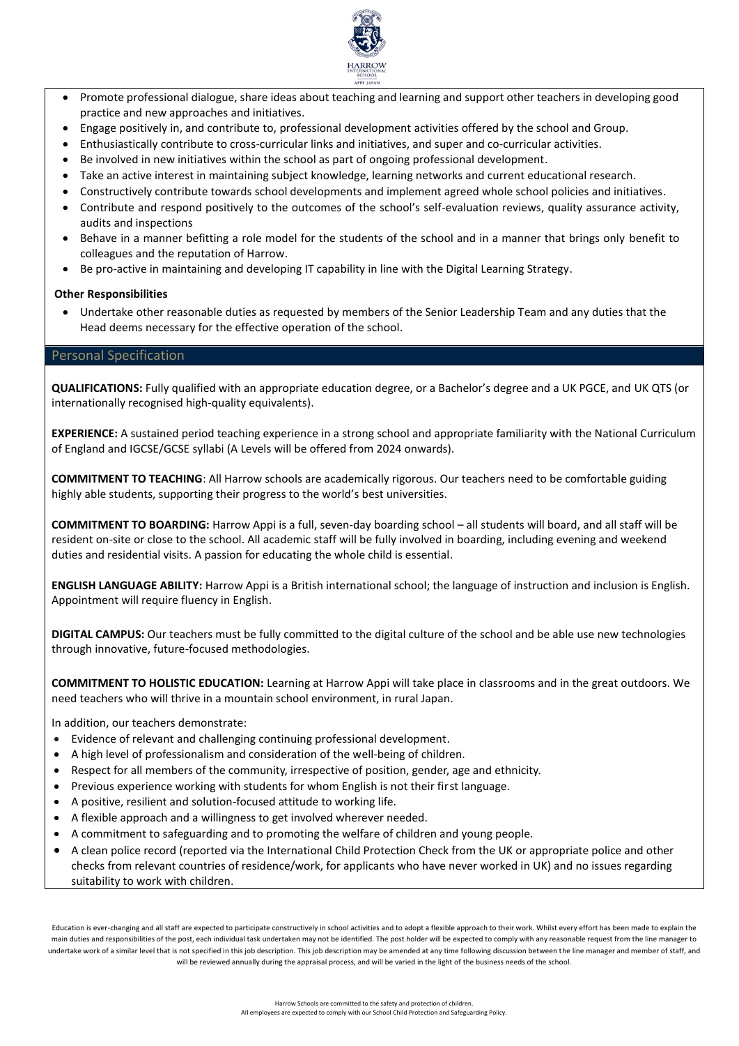- Promote professional dialogue, share ideas about teaching and learning and support other teachers in developing good practice and new approaches and initiatives.
- Engage positively in, and contribute to, professional development activities offered by the school and Group.
- Enthusiastically contribute to cross-curricular links and initiatives, and super and co-curricular activities.
- Be involved in new initiatives within the school as part of ongoing professional development.
- Take an active interest in maintaining subject knowledge, learning networks and current educational research.
- Constructively contribute towards school developments and implement agreed whole school policies and initiatives.
- Contribute and respond positively to the outcomes of the school's self-evaluation reviews, quality assurance activity, audits and inspections
- Behave in a manner befitting a role model for the students of the school and in a manner that brings only benefit to colleagues and the reputation of Harrow.
- Be pro-active in maintaining and developing IT capability in line with the Digital Learning Strategy.

**Other Responsibilities**

- Undertake other reasonable duties as requested by members of the Senior Leadership Team and any duties that the Head deems necessary for the effective operation of the school.

## Personal Specification

**QUALIFICATIONS:** Fully qualified with an appropriate education degree, or a Bachelor's degree and a UK PGCE, and UK QTS (or internationally recognised high-quality equivalents).

**EXPERIENCE:** A sustained period teaching experience in a strong school and appropriate familiarity with the National Curriculum of England and IGCSE/GCSE syllabi (A Levels will be offered from 2024 onwards).

**COMMITMENT TO TEACHING**: All Harrow schools are academically rigorous. Our teachers need to be comfortable guiding highly able students, supporting their progress to the world's best universities.

**COMMITMENT TO BOARDING:** Harrow Appi is a full, seven-day boarding school – all students will board, and all staff will be resident on-site or close to the school. All academic staff will be fully involved in boarding, including evening and weekend duties and residential visits. A passion for educating the whole child is essential.

**ENGLISH LANGUAGE ABILITY:** Harrow Appi is a British international school; the language of instruction and inclusion is English. Appointment will require fluency in English.

**DIGITAL CAMPUS:** Our teachers must be fully committed to the digital culture of the school and be able use new technologies through innovative, future-focused methodologies.

**COMMITMENT TO HOLISTIC EDUCATION:** Learning at Harrow Appi will take place in classrooms and in the great outdoors. We need teachers who will thrive in a mountain school environment, in rural Japan.

In addition, our teachers demonstrate:

- Evidence of relevant and challenging continuing professional development.
- A high level of professionalism and consideration of the well-being of children.
- Respect for all members of the community, irrespective of position, gender, age and ethnicity.
- Previous experience working with students for whom English is not their first language.
- A positive, resilient and solution-focused attitude to working life.
- A flexible approach and a willingness to get involved wherever needed.
- A commitment to safeguarding and to promoting the welfare of children and young people.
- A clean police record (reported via the International Child Protection Check from the UK or appropriate police and other checks from relevant countries of residence/work, for applicants who have never worked in UK) and no issues regarding suitability to work with children.

Education is ever-changing and all staff are expected to participate constructively in school activities and to adopt a flexible approach to their work. Whilst every effort has been made to explain the main duties and responsibilities of the post, each individual task undertaken may not be identified. The post holder will be expected to comply with any reasonable request from the line manager to undertake work of a similar level that is not specified in this job description. This job description may be amended at any time following discussion between the line manager and member of staff, and will be reviewed annually during the appraisal process, and will be varied in the light of the business needs of the school.

Harrow Schools are committed to the safety and protection of children.
All employees are expected to comply with our School Child Protection and Safeguarding Policy.